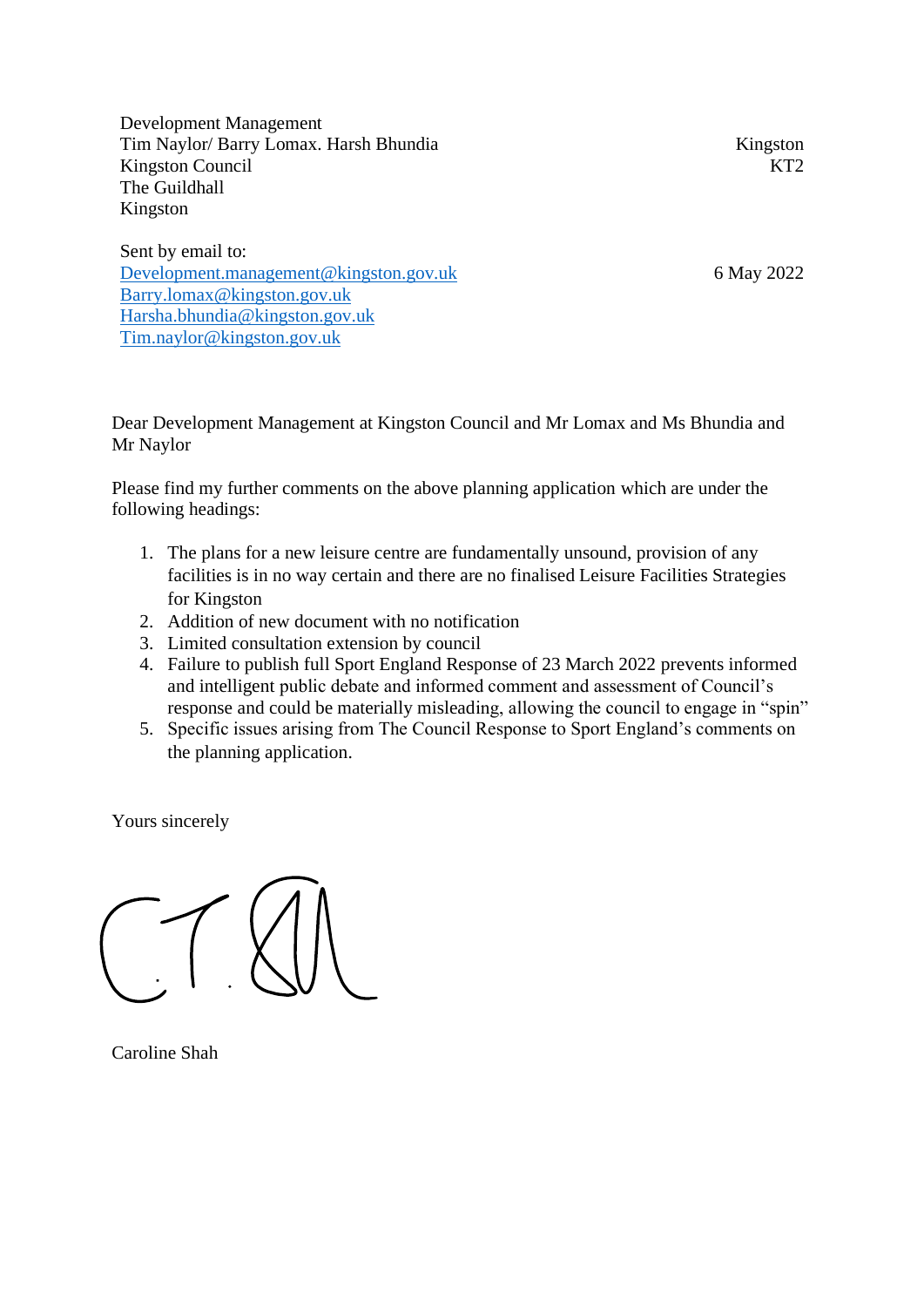Development Management
Tim Naylor/ Barry Lomax. Harsh Bhundia
Kingston Council
The Guildhall
Kingston

Kingston
KT2

Sent by email to:
[Development.management@kingston.gov.uk](mailto:Development.management@kingston.gov.uk)
[Barry.lomax@kingston.gov.uk](mailto:Barry.lomax@kingston.gov.uk)
[Harsha.bhundia@kingston.gov.uk](mailto:Harsha.bhundia@kingston.gov.uk)
[Tim.naylor@kingston.gov.uk](mailto:Tim.naylor@kingston.gov.uk)

6 May 2022

Dear Development Management at Kingston Council and Mr Lomax and Ms Bhundia and Mr Naylor

Please find my further comments on the above planning application which are under the following headings:

1. The plans for a new leisure centre are fundamentally unsound, provision of any facilities is in no way certain and there are no finalised Leisure Facilities Strategies for Kingston
2. Addition of new document with no notification
3. Limited consultation extension by council
4. Failure to publish full Sport England Response of 23 March 2022 prevents informed and intelligent public debate and informed comment and assessment of Council's response and could be materially misleading, allowing the council to engage in "spin"
5. Specific issues arising from The Council Response to Sport England's comments on the planning application.

Yours sincerely

Caroline Shah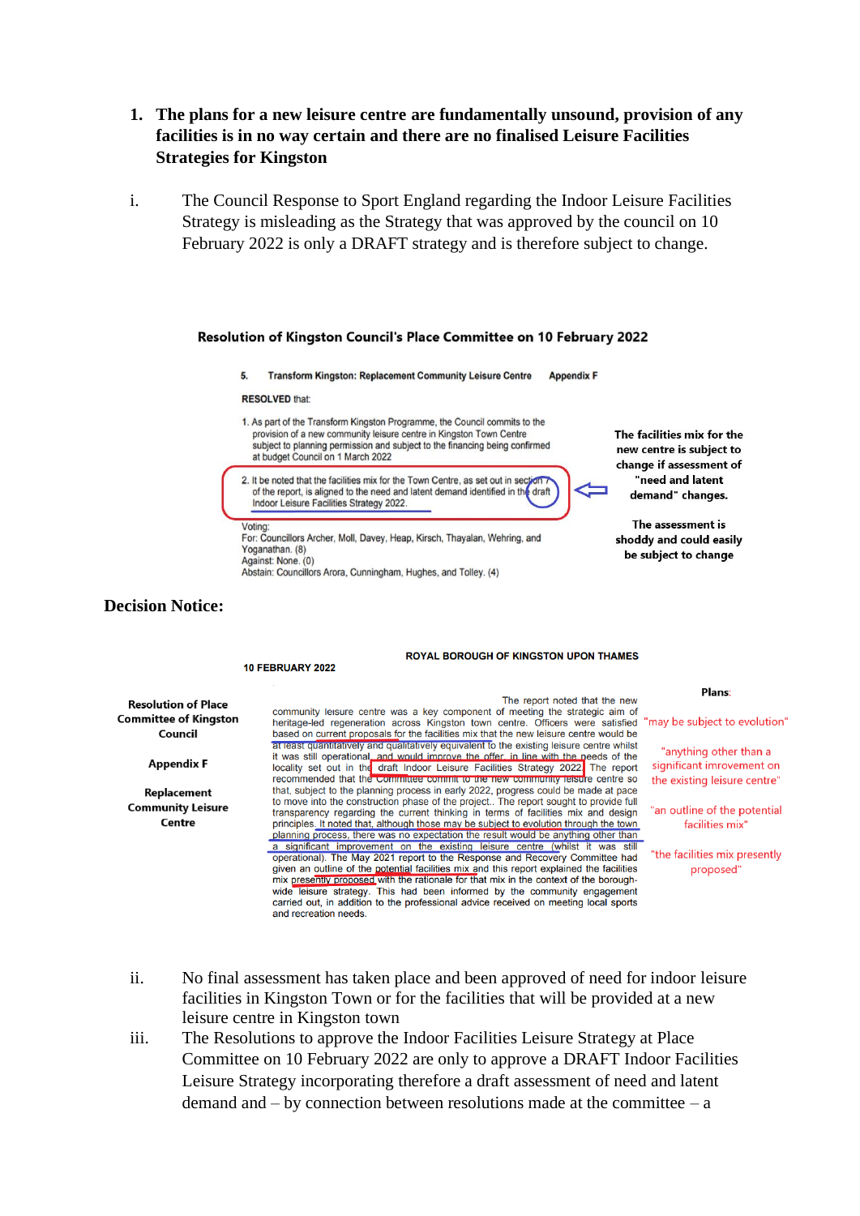1. **The plans for a new leisure centre are fundamentally unsound, provision of any facilities is in no way certain and there are no finalised Leisure Facilities Strategies for Kingston**

i. The Council Response to Sport England regarding the Indoor Leisure Facilities Strategy is misleading as the Strategy that was approved by the council on 10 February 2022 is only a DRAFT strategy and is therefore subject to change.

**Resolution of Kingston Council's Place Committee on 10 February 2022**

**5. Transform Kingston: Replacement Community Leisure Centre Appendix F**

**RESOLVED** that:

1. As part of the Transform Kingston Programme, the Council commits to the provision of a new community leisure centre in Kingston Town Centre subject to planning permission and subject to the financing being confirmed at budget Council on 1 March 2022

2. It be noted that the facilities mix for the Town Centre, as set out in section 7 of the report, is aligned to the need and latent demand identified in the draft Indoor Leisure Facilities Strategy 2022.

Voting:
For: Councillors Archer, Moll, Davey, Heap, Kirsch, Thayalan, Wehring, and Yoganathan. (8)
Against: None. (0)
Abstain: Councillors Arora, Cunningham, Hughes, and Tolley. (4)

**The facilities mix for the new centre is subject to change if assessment of "need and latent demand" changes.**

**The assessment is shoddy and could easily be subject to change**

**Decision Notice:**

**ROYAL BOROUGH OF KINGSTON UPON THAMES**

**10 FEBRUARY 2022**

**Resolution of Place Committee of Kingston Council**

**Appendix F**

**Replacement Community Leisure Centre**

The report noted that the new community leisure centre was a key component of meeting the strategic aim of heritage-led regeneration across Kingston town centre. Officers were satisfied based on current proposals for the facilities mix that the new leisure centre would be at least quantitatively and qualitatively equivalent to the existing leisure centre whilst it was still operational, and would improve the offer, in line with the needs of the locality set out in the draft Indoor Leisure Facilities Strategy 2022. The report recommended that the Committee commit to the new community leisure centre so that, subject to the planning process in early 2022, progress could be made at pace to move into the construction phase of the project.. The report sought to provide full transparency regarding the current thinking in terms of facilities mix and design principles. It noted that, although those may be subject to evolution through the town planning process, there was no expectation the result would be anything other than a significant improvement on the existing leisure centre (whilst it was still operational). The May 2021 report to the Response and Recovery Committee had given an outline of the potential facilities mix and this report explained the facilities mix presently proposed with the rationale for that mix in the context of the borough-wide leisure strategy. This had been informed by the community engagement carried out, in addition to the professional advice received on meeting local sports and recreation needs.

Plans:

"may be subject to evolution"

"anything other than a significant improvement on the existing leisure centre"

"an outline of the potential facilities mix"

"the facilities mix presently proposed"

ii. No final assessment has taken place and been approved of need for indoor leisure facilities in Kingston Town or for the facilities that will be provided at a new leisure centre in Kingston town

iii. The Resolutions to approve the Indoor Facilities Leisure Strategy at Place Committee on 10 February 2022 are only to approve a DRAFT Indoor Facilities Leisure Strategy incorporating therefore a draft assessment of need and latent demand and – by connection between resolutions made at the committee – a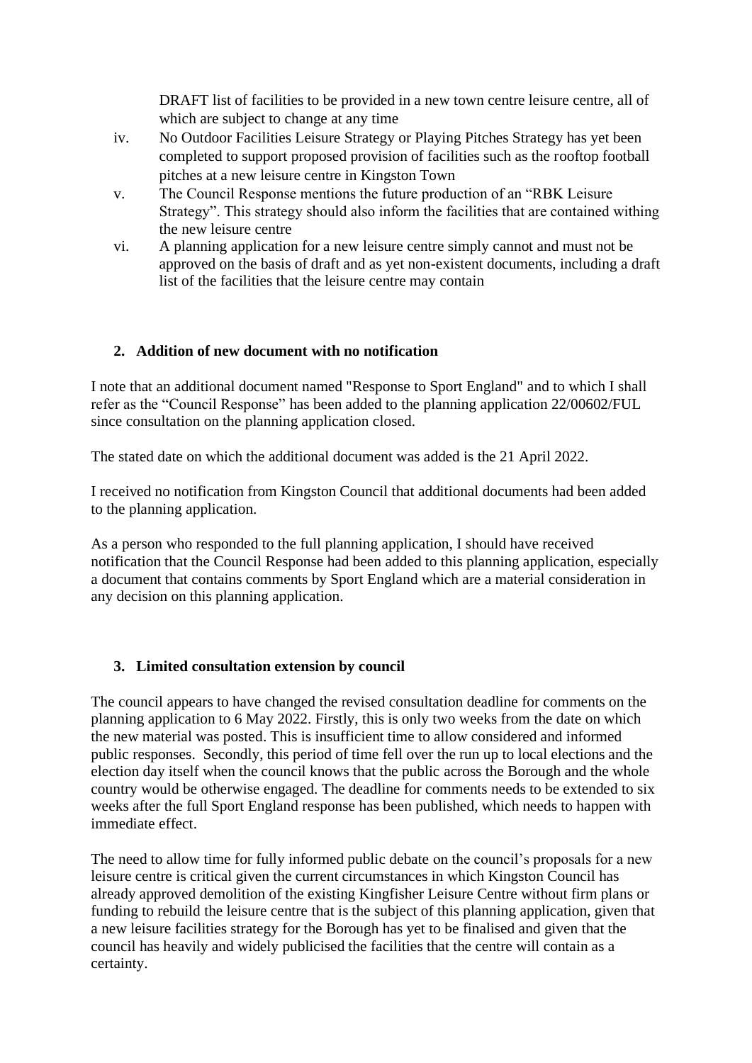DRAFT list of facilities to be provided in a new town centre leisure centre, all of which are subject to change at any time

iv. No Outdoor Facilities Leisure Strategy or Playing Pitches Strategy has yet been completed to support proposed provision of facilities such as the rooftop football pitches at a new leisure centre in Kingston Town

v. The Council Response mentions the future production of an "RBK Leisure Strategy". This strategy should also inform the facilities that are contained withing the new leisure centre

vi. A planning application for a new leisure centre simply cannot and must not be approved on the basis of draft and as yet non-existent documents, including a draft list of the facilities that the leisure centre may contain

## 2. Addition of new document with no notification

I note that an additional document named "Response to Sport England" and to which I shall refer as the "Council Response" has been added to the planning application 22/00602/FUL since consultation on the planning application closed.

The stated date on which the additional document was added is the 21 April 2022.

I received no notification from Kingston Council that additional documents had been added to the planning application.

As a person who responded to the full planning application, I should have received notification that the Council Response had been added to this planning application, especially a document that contains comments by Sport England which are a material consideration in any decision on this planning application.

## 3. Limited consultation extension by council

The council appears to have changed the revised consultation deadline for comments on the planning application to 6 May 2022. Firstly, this is only two weeks from the date on which the new material was posted. This is insufficient time to allow considered and informed public responses. Secondly, this period of time fell over the run up to local elections and the election day itself when the council knows that the public across the Borough and the whole country would be otherwise engaged. The deadline for comments needs to be extended to six weeks after the full Sport England response has been published, which needs to happen with immediate effect.

The need to allow time for fully informed public debate on the council's proposals for a new leisure centre is critical given the current circumstances in which Kingston Council has already approved demolition of the existing Kingfisher Leisure Centre without firm plans or funding to rebuild the leisure centre that is the subject of this planning application, given that a new leisure facilities strategy for the Borough has yet to be finalised and given that the council has heavily and widely publicised the facilities that the centre will contain as a certainty.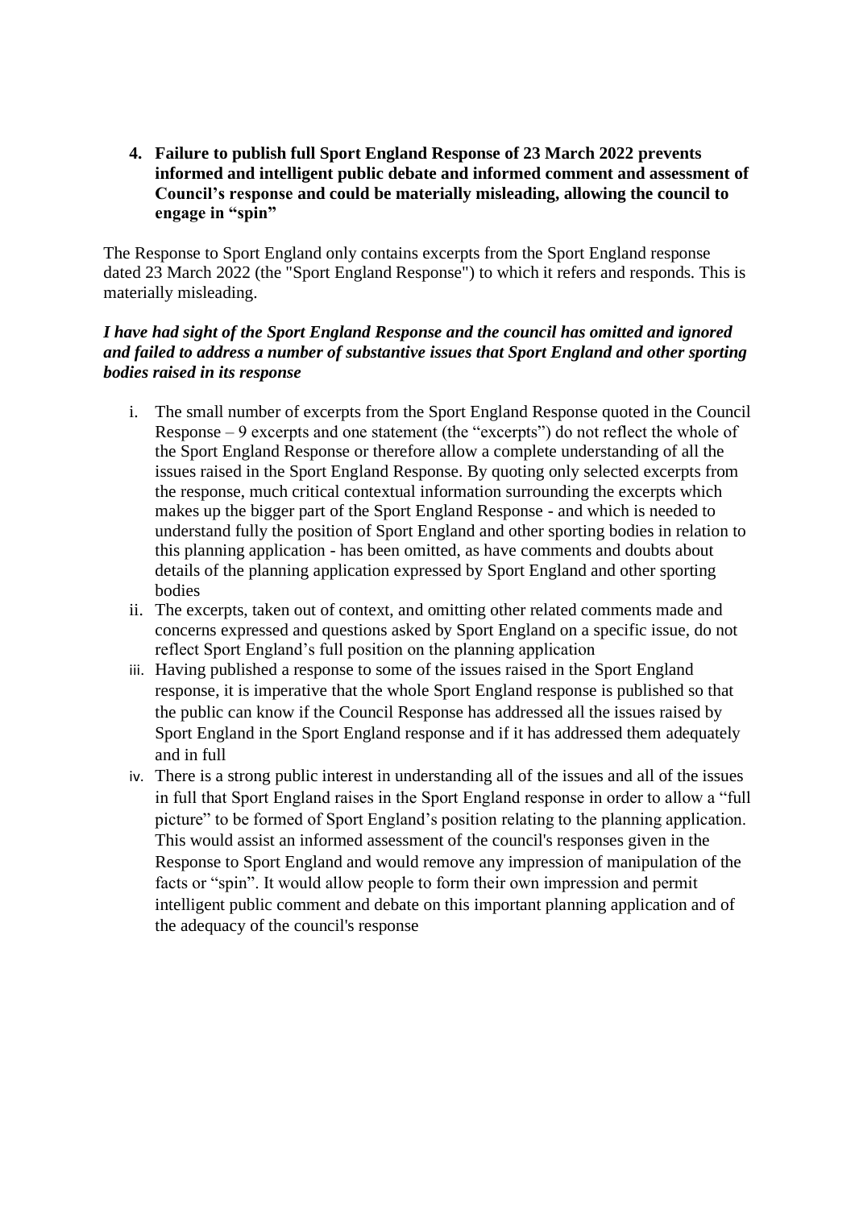**4. Failure to publish full Sport England Response of 23 March 2022 prevents informed and intelligent public debate and informed comment and assessment of Council's response and could be materially misleading, allowing the council to engage in "spin"**

The Response to Sport England only contains excerpts from the Sport England response dated 23 March 2022 (the "Sport England Response") to which it refers and responds. This is materially misleading.

***I have had sight of the Sport England Response and the council has omitted and ignored and failed to address a number of substantive issues that Sport England and other sporting bodies raised in its response***

i. The small number of excerpts from the Sport England Response quoted in the Council Response – 9 excerpts and one statement (the "excerpts") do not reflect the whole of the Sport England Response or therefore allow a complete understanding of all the issues raised in the Sport England Response. By quoting only selected excerpts from the response, much critical contextual information surrounding the excerpts which makes up the bigger part of the Sport England Response - and which is needed to understand fully the position of Sport England and other sporting bodies in relation to this planning application - has been omitted, as have comments and doubts about details of the planning application expressed by Sport England and other sporting bodies

ii. The excerpts, taken out of context, and omitting other related comments made and concerns expressed and questions asked by Sport England on a specific issue, do not reflect Sport England's full position on the planning application

iii. Having published a response to some of the issues raised in the Sport England response, it is imperative that the whole Sport England response is published so that the public can know if the Council Response has addressed all the issues raised by Sport England in the Sport England response and if it has addressed them adequately and in full

iv. There is a strong public interest in understanding all of the issues and all of the issues in full that Sport England raises in the Sport England response in order to allow a "full picture" to be formed of Sport England's position relating to the planning application. This would assist an informed assessment of the council's responses given in the Response to Sport England and would remove any impression of manipulation of the facts or "spin". It would allow people to form their own impression and permit intelligent public comment and debate on this important planning application and of the adequacy of the council's response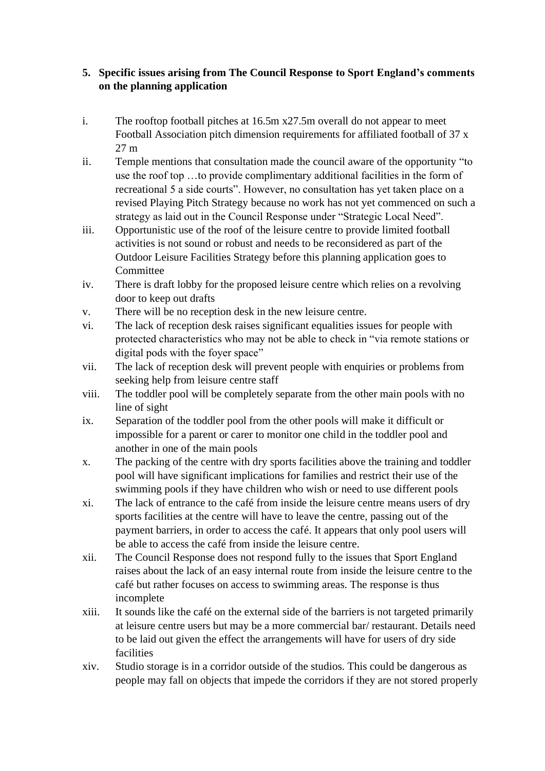**5. Specific issues arising from The Council Response to Sport England's comments on the planning application**

i. The rooftop football pitches at 16.5m x27.5m overall do not appear to meet Football Association pitch dimension requirements for affiliated football of 37 x 27 m

ii. Temple mentions that consultation made the council aware of the opportunity "to use the roof top …to provide complimentary additional facilities in the form of recreational 5 a side courts". However, no consultation has yet taken place on a revised Playing Pitch Strategy because no work has not yet commenced on such a strategy as laid out in the Council Response under "Strategic Local Need".

iii. Opportunistic use of the roof of the leisure centre to provide limited football activities is not sound or robust and needs to be reconsidered as part of the Outdoor Leisure Facilities Strategy before this planning application goes to Committee

iv. There is draft lobby for the proposed leisure centre which relies on a revolving door to keep out drafts

v. There will be no reception desk in the new leisure centre.

vi. The lack of reception desk raises significant equalities issues for people with protected characteristics who may not be able to check in "via remote stations or digital pods with the foyer space"

vii. The lack of reception desk will prevent people with enquiries or problems from seeking help from leisure centre staff

viii. The toddler pool will be completely separate from the other main pools with no line of sight

ix. Separation of the toddler pool from the other pools will make it difficult or impossible for a parent or carer to monitor one child in the toddler pool and another in one of the main pools

x. The packing of the centre with dry sports facilities above the training and toddler pool will have significant implications for families and restrict their use of the swimming pools if they have children who wish or need to use different pools

xi. The lack of entrance to the café from inside the leisure centre means users of dry sports facilities at the centre will have to leave the centre, passing out of the payment barriers, in order to access the café. It appears that only pool users will be able to access the café from inside the leisure centre.

xii. The Council Response does not respond fully to the issues that Sport England raises about the lack of an easy internal route from inside the leisure centre to the café but rather focuses on access to swimming areas. The response is thus incomplete

xiii. It sounds like the café on the external side of the barriers is not targeted primarily at leisure centre users but may be a more commercial bar/ restaurant. Details need to be laid out given the effect the arrangements will have for users of dry side facilities

xiv. Studio storage is in a corridor outside of the studios. This could be dangerous as people may fall on objects that impede the corridors if they are not stored properly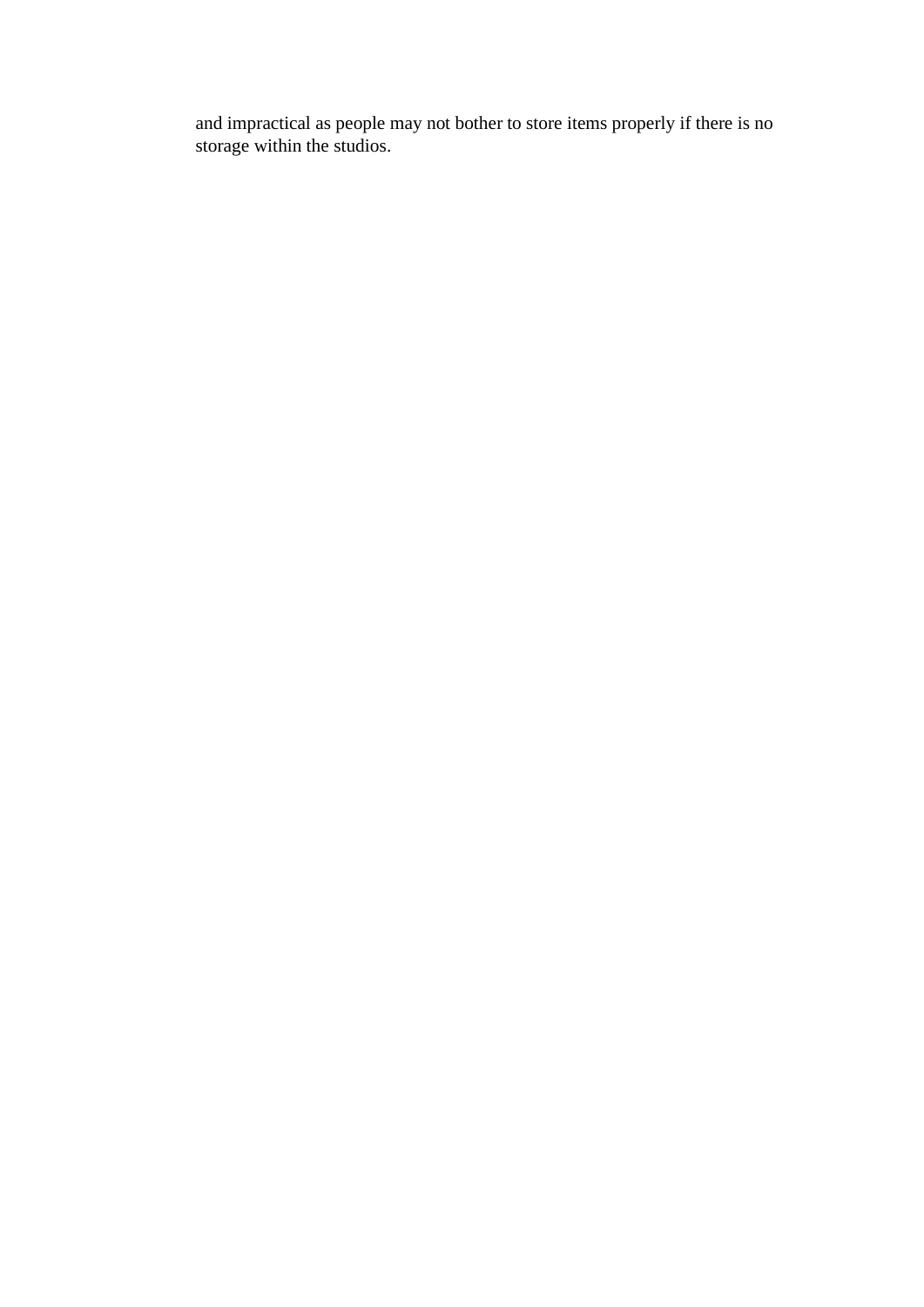and impractical as people may not bother to store items properly if there is no storage within the studios.